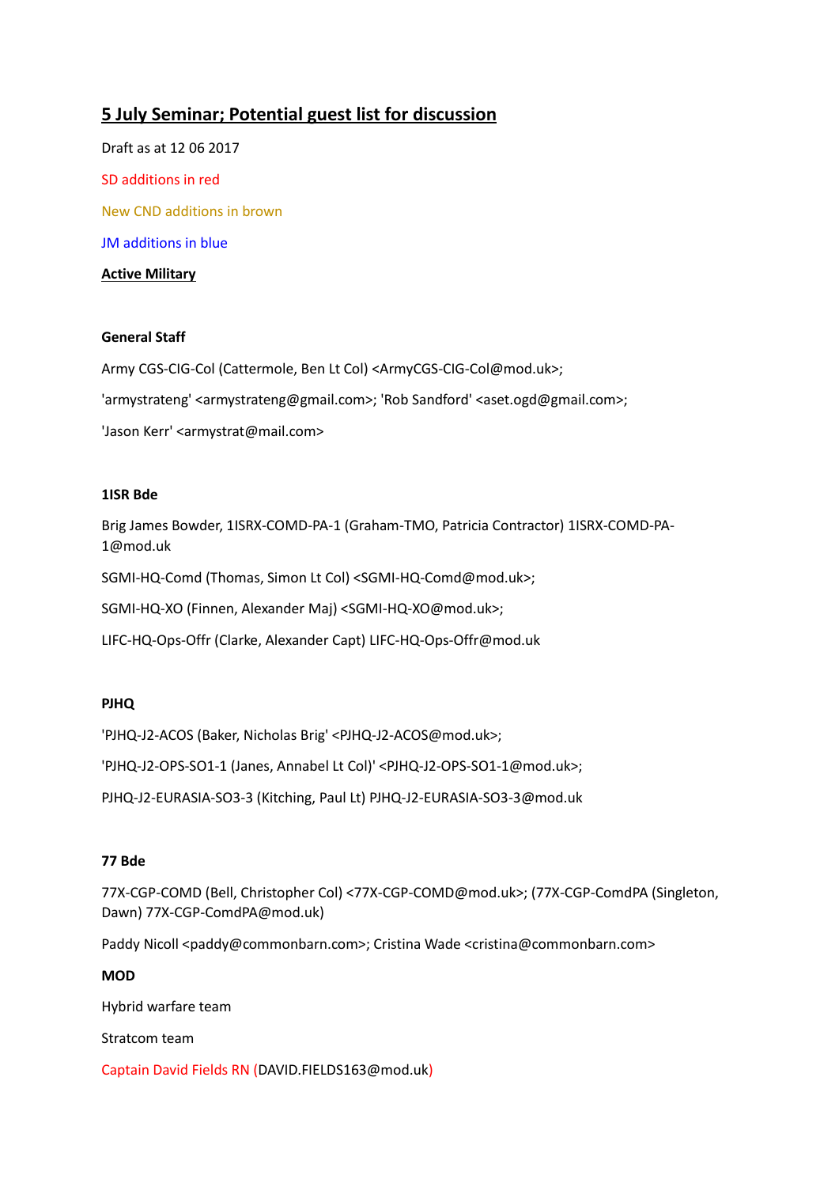## 5 July Seminar; Potential guest list for discussion

Draft as at 12 06 2017

SD additions in red

New CND additions in brown

JM additions in blue

**Active Military**

**General Staff**

Army CGS-CIG-Col (Cattermole, Ben Lt Col) <ArmyCGS-CIG-Col@mod.uk>;

'armystrateng' <armystrateng@gmail.com>; 'Rob Sandford' <aset.ogd@gmail.com>;

'Jason Kerr' <armystrat@mail.com>

**1ISR Bde**

Brig James Bowder, 1ISRX-COMD-PA-1 (Graham-TMO, Patricia Contractor) 1ISRX-COMD-PA-1@mod.uk

SGMI-HQ-Comd (Thomas, Simon Lt Col) <SGMI-HQ-Comd@mod.uk>;

SGMI-HQ-XO (Finnen, Alexander Maj) <SGMI-HQ-XO@mod.uk>;

LIFC-HQ-Ops-Offr (Clarke, Alexander Capt) LIFC-HQ-Ops-Offr@mod.uk

**PJHQ**

'PJHQ-J2-ACOS (Baker, Nicholas Brig' <PJHQ-J2-ACOS@mod.uk>;

'PJHQ-J2-OPS-SO1-1 (Janes, Annabel Lt Col)' <PJHQ-J2-OPS-SO1-1@mod.uk>;

PJHQ-J2-EURASIA-SO3-3 (Kitching, Paul Lt) PJHQ-J2-EURASIA-SO3-3@mod.uk

**77 Bde**

77X-CGP-COMD (Bell, Christopher Col) <77X-CGP-COMD@mod.uk>; (77X-CGP-ComdPA (Singleton, Dawn) 77X-CGP-ComdPA@mod.uk)

Paddy Nicoll <paddy@commonbarn.com>; Cristina Wade <cristina@commonbarn.com>

**MOD**

Hybrid warfare team

Stratcom team

Captain David Fields RN (DAVID.FIELDS163@mod.uk)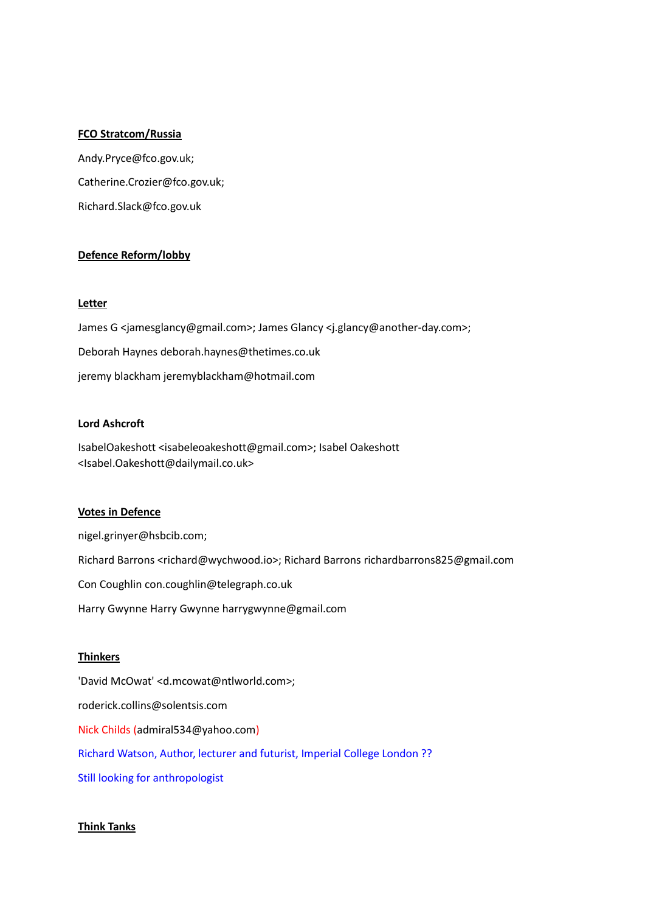**FCO Stratcom/Russia**

Andy.Pryce@fco.gov.uk;

Catherine.Crozier@fco.gov.uk;

Richard.Slack@fco.gov.uk

**Defence Reform/lobby**

**Letter**

James G <jamesglancy@gmail.com>; James Glancy <j.glancy@another-day.com>;

Deborah Haynes deborah.haynes@thetimes.co.uk

jeremy blackham jeremyblackham@hotmail.com

**Lord Ashcroft**

IsabelOakeshott <isabeleoakeshott@gmail.com>; Isabel Oakeshott <Isabel.Oakeshott@dailymail.co.uk>

**Votes in Defence**

nigel.grinyer@hsbcib.com;

Richard Barrons <richard@wychwood.io>; Richard Barrons richardbarrons825@gmail.com

Con Coughlin con.coughlin@telegraph.co.uk

Harry Gwynne Harry Gwynne harrygwynne@gmail.com

**Thinkers**

'David McOwat' <d.mcowat@ntlworld.com>;

roderick.collins@solentsis.com

Nick Childs (admiral534@yahoo.com)

Richard Watson, Author, lecturer and futurist, Imperial College London ??

Still looking for anthropologist

**Think Tanks**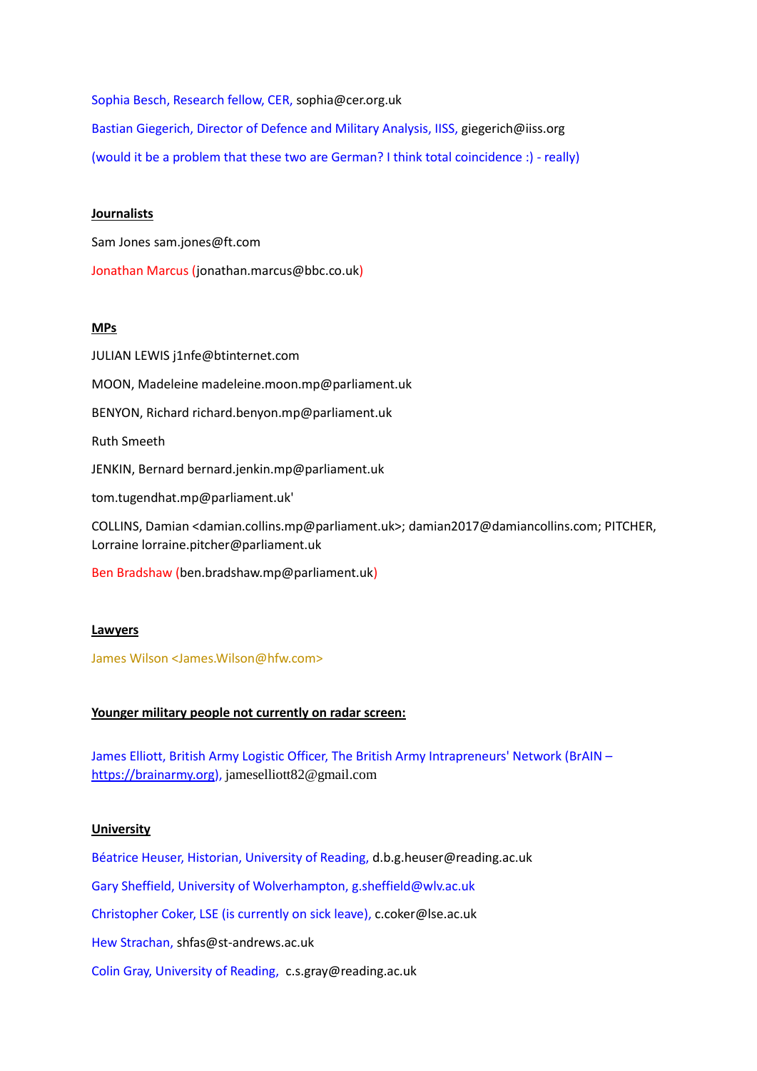Sophia Besch, Research fellow, CER, sophia@cer.org.uk

Bastian Giegerich, Director of Defence and Military Analysis, IISS, giegerich@iiss.org

(would it be a problem that these two are German? I think total coincidence :) - really)

**Journalists**

Sam Jones sam.jones@ft.com

Jonathan Marcus (jonathan.marcus@bbc.co.uk)

**MPs**

JULIAN LEWIS j1nfe@btinternet.com

MOON, Madeleine madeleine.moon.mp@parliament.uk

BENYON, Richard richard.benyon.mp@parliament.uk

Ruth Smeeth

JENKIN, Bernard bernard.jenkin.mp@parliament.uk

tom.tugendhat.mp@parliament.uk'

COLLINS, Damian <damian.collins.mp@parliament.uk>; damian2017@damiancollins.com; PITCHER, Lorraine lorraine.pitcher@parliament.uk

Ben Bradshaw (ben.bradshaw.mp@parliament.uk)

**Lawyers**

James Wilson <James.Wilson@hfw.com>

**Younger military people not currently on radar screen:**

James Elliott, British Army Logistic Officer, The British Army Intrapreneurs' Network (BrAIN – https://brainarmy.org), jameselliott82@gmail.com

**University**

Béatrice Heuser, Historian, University of Reading, d.b.g.heuser@reading.ac.uk

Gary Sheffield, University of Wolverhampton, g.sheffield@wlv.ac.uk

Christopher Coker, LSE (is currently on sick leave), c.coker@lse.ac.uk

Hew Strachan, shfas@st-andrews.ac.uk

Colin Gray, University of Reading, c.s.gray@reading.ac.uk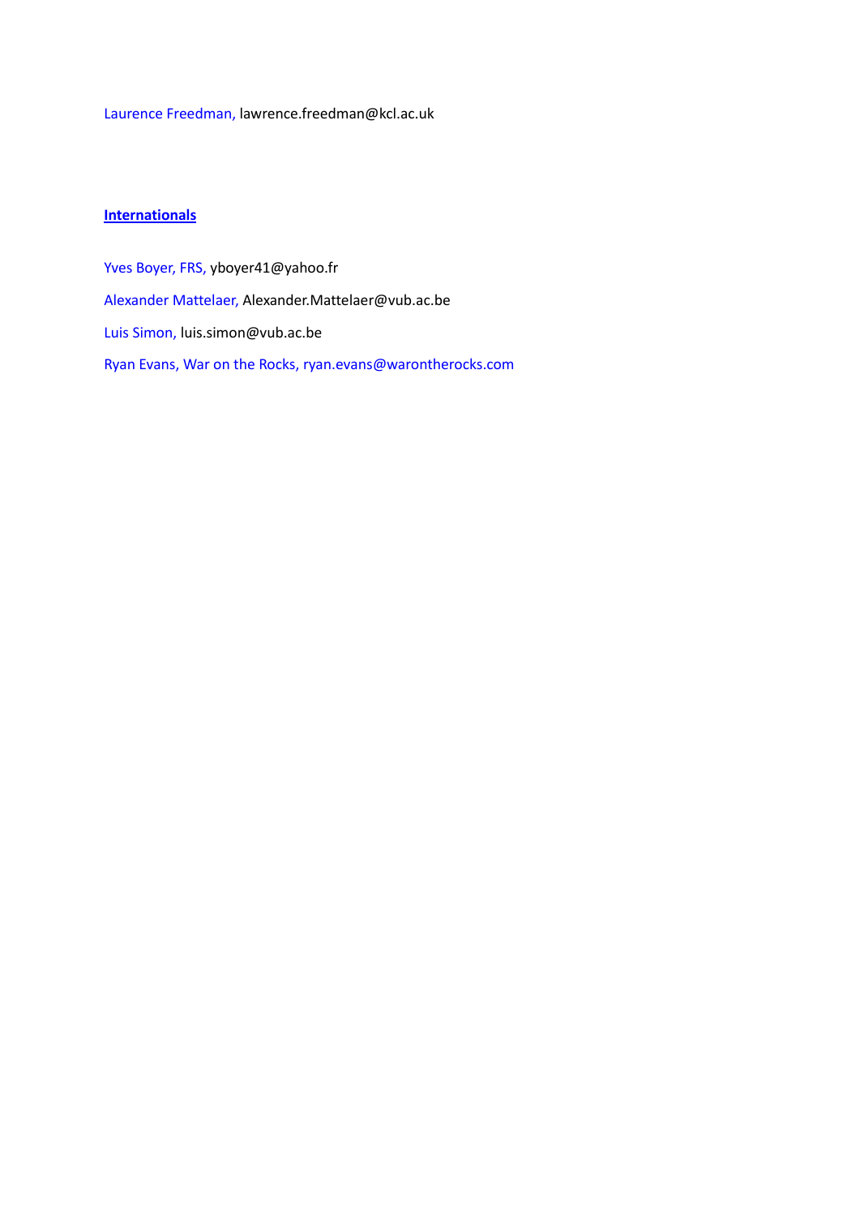Laurence Freedman, lawrence.freedman@kcl.ac.uk

**Internationals**

Yves Boyer, FRS, yboyer41@yahoo.fr

Alexander Mattelaer, Alexander.Mattelaer@vub.ac.be

Luis Simon, luis.simon@vub.ac.be

Ryan Evans, War on the Rocks, ryan.evans@warontherocks.com